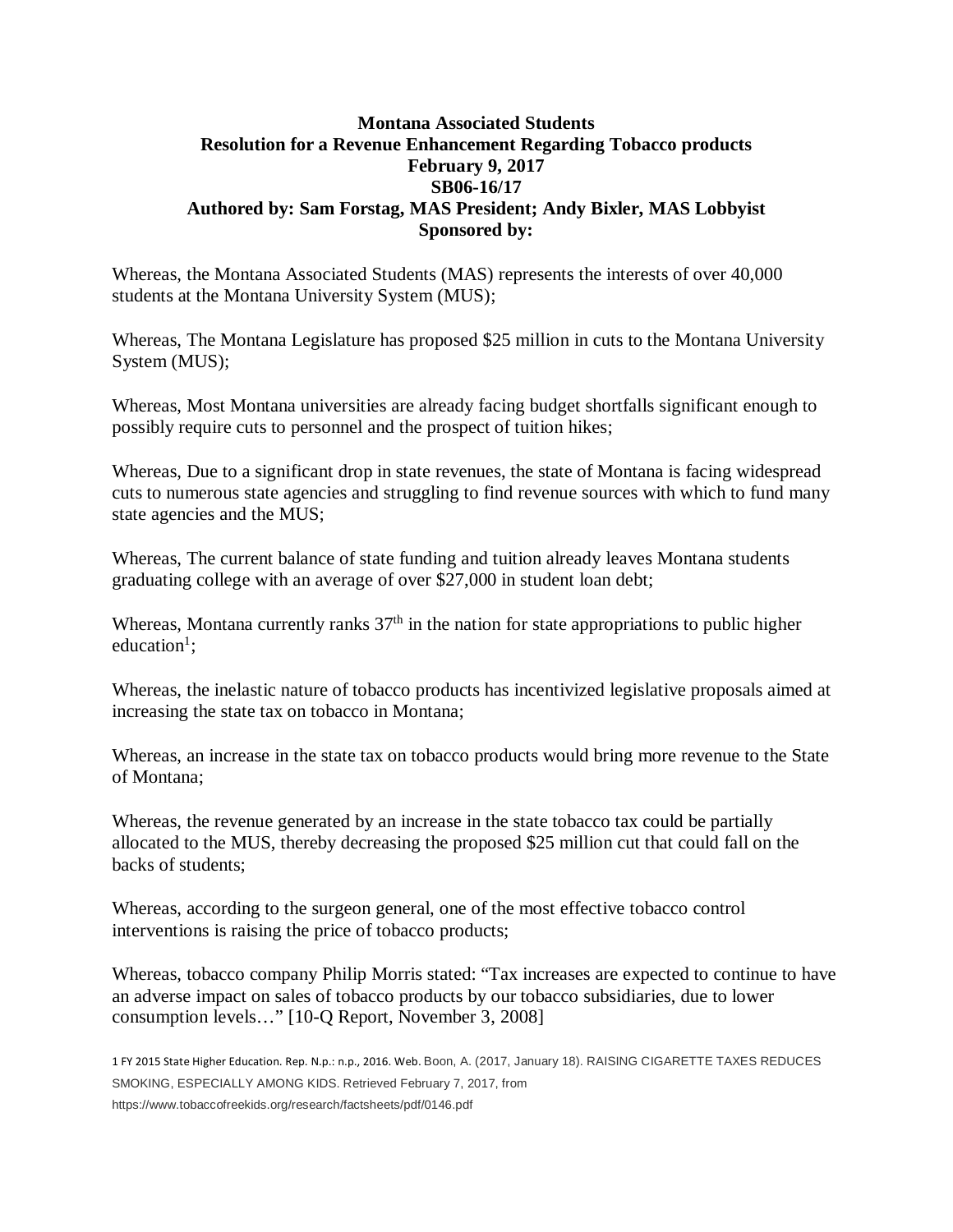**Montana Associated Students**
**Resolution for a Revenue Enhancement Regarding Tobacco products**
**February 9, 2017**
**SB06-16/17**
**Authored by: Sam Forstag, MAS President; Andy Bixler, MAS Lobbyist**
**Sponsored by:**

Whereas, the Montana Associated Students (MAS) represents the interests of over 40,000 students at the Montana University System (MUS);

Whereas, The Montana Legislature has proposed $25 million in cuts to the Montana University System (MUS);

Whereas, Most Montana universities are already facing budget shortfalls significant enough to possibly require cuts to personnel and the prospect of tuition hikes;

Whereas, Due to a significant drop in state revenues, the state of Montana is facing widespread cuts to numerous state agencies and struggling to find revenue sources with which to fund many state agencies and the MUS;

Whereas, The current balance of state funding and tuition already leaves Montana students graduating college with an average of over $27,000 in student loan debt;

Whereas, Montana currently ranks 37th in the nation for state appropriations to public higher education[1];

Whereas, the inelastic nature of tobacco products has incentivized legislative proposals aimed at increasing the state tax on tobacco in Montana;

Whereas, an increase in the state tax on tobacco products would bring more revenue to the State of Montana;

Whereas, the revenue generated by an increase in the state tobacco tax could be partially allocated to the MUS, thereby decreasing the proposed $25 million cut that could fall on the backs of students;

Whereas, according to the surgeon general, one of the most effective tobacco control interventions is raising the price of tobacco products;

Whereas, tobacco company Philip Morris stated: "Tax increases are expected to continue to have an adverse impact on sales of tobacco products by our tobacco subsidiaries, due to lower consumption levels…" [10-Q Report, November 3, 2008]

1 FY 2015 State Higher Education. Rep. N.p.: n.p., 2016. Web. Boon, A. (2017, January 18). RAISING CIGARETTE TAXES REDUCES SMOKING, ESPECIALLY AMONG KIDS. Retrieved February 7, 2017, from https://www.tobaccofreekids.org/research/factsheets/pdf/0146.pdf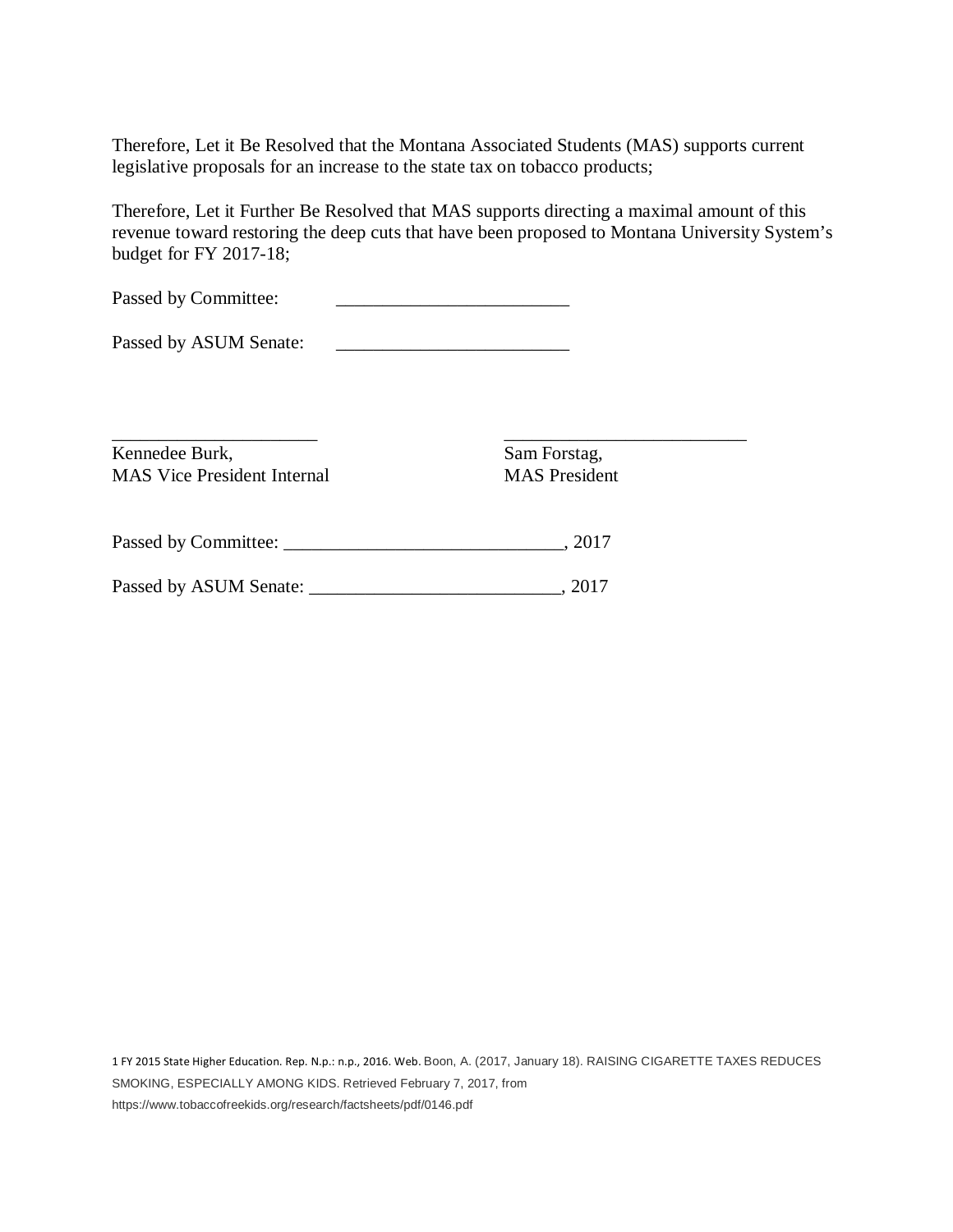Therefore, Let it Be Resolved that the Montana Associated Students (MAS) supports current legislative proposals for an increase to the state tax on tobacco products;

Therefore, Let it Further Be Resolved that MAS supports directing a maximal amount of this revenue toward restoring the deep cuts that have been proposed to Montana University System's budget for FY 2017-18;

Passed by Committee: _________________________

Passed by ASUM Senate: _________________________

______________________
Kennedee Burk,
MAS Vice President Internal

__________________________
Sam Forstag,
MAS President

Passed by Committee: ______________________________, 2017

Passed by ASUM Senate: ___________________________, 2017

1 FY 2015 State Higher Education. Rep. N.p.: n.p., 2016. Web. Boon, A. (2017, January 18). RAISING CIGARETTE TAXES REDUCES SMOKING, ESPECIALLY AMONG KIDS. Retrieved February 7, 2017, from https://www.tobaccofreekids.org/research/factsheets/pdf/0146.pdf